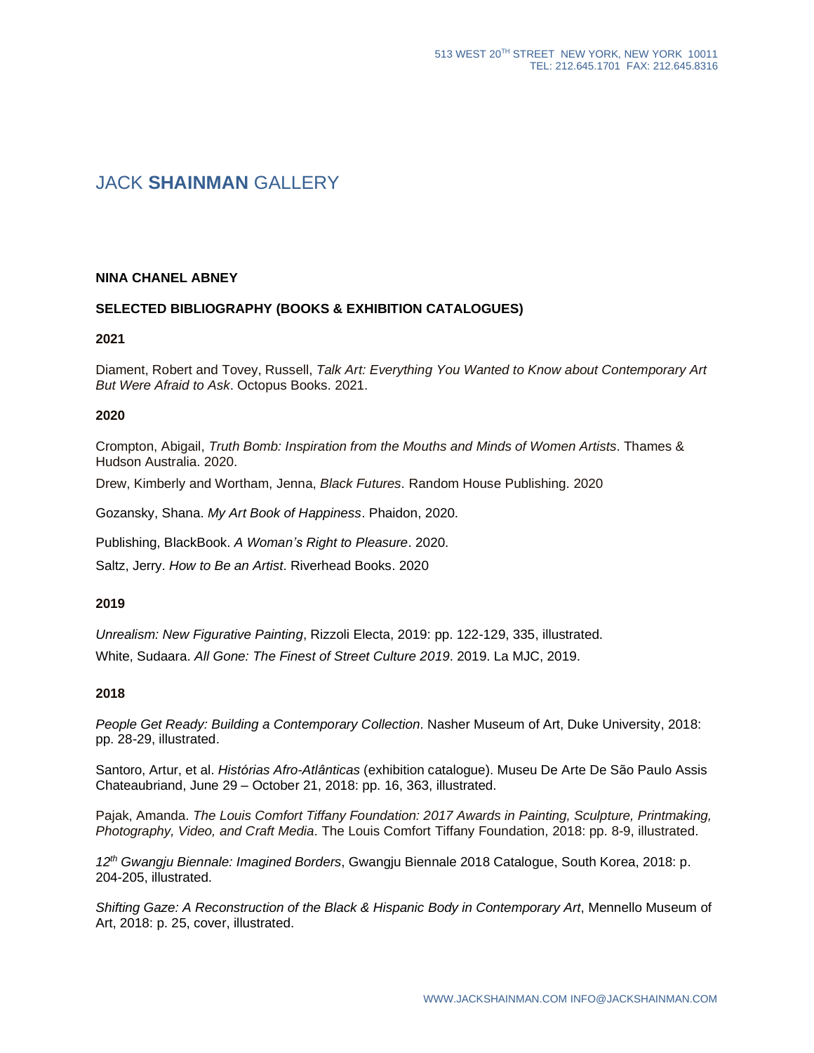# JACK **SHAINMAN** GALLERY

**NINA CHANEL ABNEY**

**SELECTED BIBLIOGRAPHY (BOOKS & EXHIBITION CATALOGUES)**

**2021**

Diament, Robert and Tovey, Russell, *Talk Art: Everything You Wanted to Know about Contemporary Art But Were Afraid to Ask*. Octopus Books. 2021.

**2020**

Crompton, Abigail, *Truth Bomb: Inspiration from the Mouths and Minds of Women Artists*. Thames & Hudson Australia. 2020.

Drew, Kimberly and Wortham, Jenna, *Black Futures*. Random House Publishing. 2020

Gozansky, Shana. *My Art Book of Happiness*. Phaidon, 2020.

Publishing, BlackBook. *A Woman's Right to Pleasure*. 2020.

Saltz, Jerry. *How to Be an Artist*. Riverhead Books. 2020

**2019**

*Unrealism: New Figurative Painting*, Rizzoli Electa, 2019: pp. 122-129, 335, illustrated.

White, Sudaara. *All Gone: The Finest of Street Culture 2019*. 2019. La MJC, 2019.

**2018**

*People Get Ready: Building a Contemporary Collection*. Nasher Museum of Art, Duke University, 2018: pp. 28-29, illustrated.

Santoro, Artur, et al. *Histórias Afro-Atlânticas* (exhibition catalogue). Museu De Arte De São Paulo Assis Chateaubriand, June 29 – October 21, 2018: pp. 16, 363, illustrated.

Pajak, Amanda. *The Louis Comfort Tiffany Foundation: 2017 Awards in Painting, Sculpture, Printmaking, Photography, Video, and Craft Media*. The Louis Comfort Tiffany Foundation, 2018: pp. 8-9, illustrated.

*12th Gwangju Biennale: Imagined Borders*, Gwangju Biennale 2018 Catalogue, South Korea, 2018: p. 204-205, illustrated.

*Shifting Gaze: A Reconstruction of the Black & Hispanic Body in Contemporary Art*, Mennello Museum of Art, 2018: p. 25, cover, illustrated.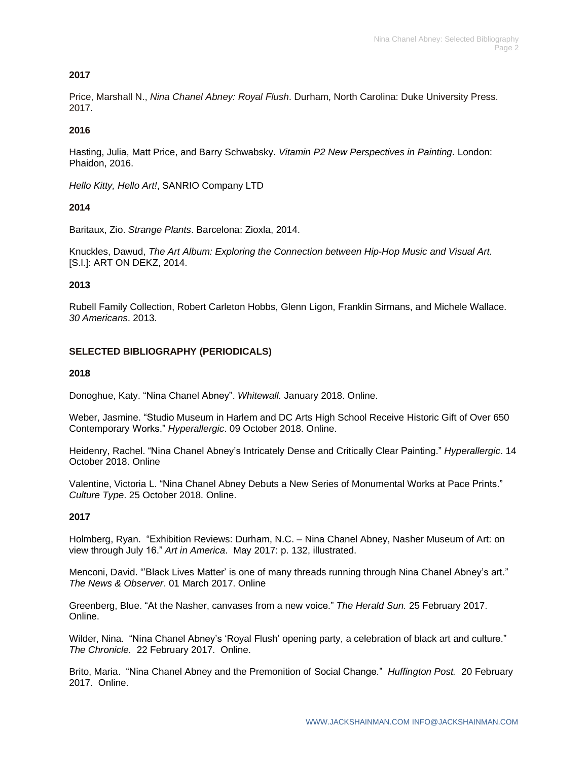**2017**

Price, Marshall N., *Nina Chanel Abney: Royal Flush*. Durham, North Carolina: Duke University Press. 2017.

**2016**

Hasting, Julia, Matt Price, and Barry Schwabsky. *Vitamin P2 New Perspectives in Painting*. London: Phaidon, 2016.

*Hello Kitty, Hello Art!*, SANRIO Company LTD

**2014**

Baritaux, Zio. *Strange Plants*. Barcelona: Zioxla, 2014.

Knuckles, Dawud, *The Art Album: Exploring the Connection between Hip-Hop Music and Visual Art.* [S.l.]: ART ON DEKZ, 2014.

**2013**

Rubell Family Collection, Robert Carleton Hobbs, Glenn Ligon, Franklin Sirmans, and Michele Wallace. *30 Americans*. 2013.

**SELECTED BIBLIOGRAPHY (PERIODICALS)**

**2018**

Donoghue, Katy. "Nina Chanel Abney". *Whitewall.* January 2018. Online.

Weber, Jasmine. "Studio Museum in Harlem and DC Arts High School Receive Historic Gift of Over 650 Contemporary Works." *Hyperallergic*. 09 October 2018. Online.

Heidenry, Rachel. "Nina Chanel Abney's Intricately Dense and Critically Clear Painting." *Hyperallergic*. 14 October 2018. Online

Valentine, Victoria L. "Nina Chanel Abney Debuts a New Series of Monumental Works at Pace Prints." *Culture Type*. 25 October 2018. Online.

**2017**

Holmberg, Ryan. "Exhibition Reviews: Durham, N.C. – Nina Chanel Abney, Nasher Museum of Art: on view through July 16." *Art in America*. May 2017: p. 132, illustrated.

Menconi, David. "'Black Lives Matter' is one of many threads running through Nina Chanel Abney's art." *The News & Observer*. 01 March 2017. Online

Greenberg, Blue. "At the Nasher, canvases from a new voice." *The Herald Sun.* 25 February 2017. Online.

Wilder, Nina. "Nina Chanel Abney's 'Royal Flush' opening party, a celebration of black art and culture." *The Chronicle.* 22 February 2017. Online.

Brito, Maria. "Nina Chanel Abney and the Premonition of Social Change." *Huffington Post.* 20 February 2017. Online.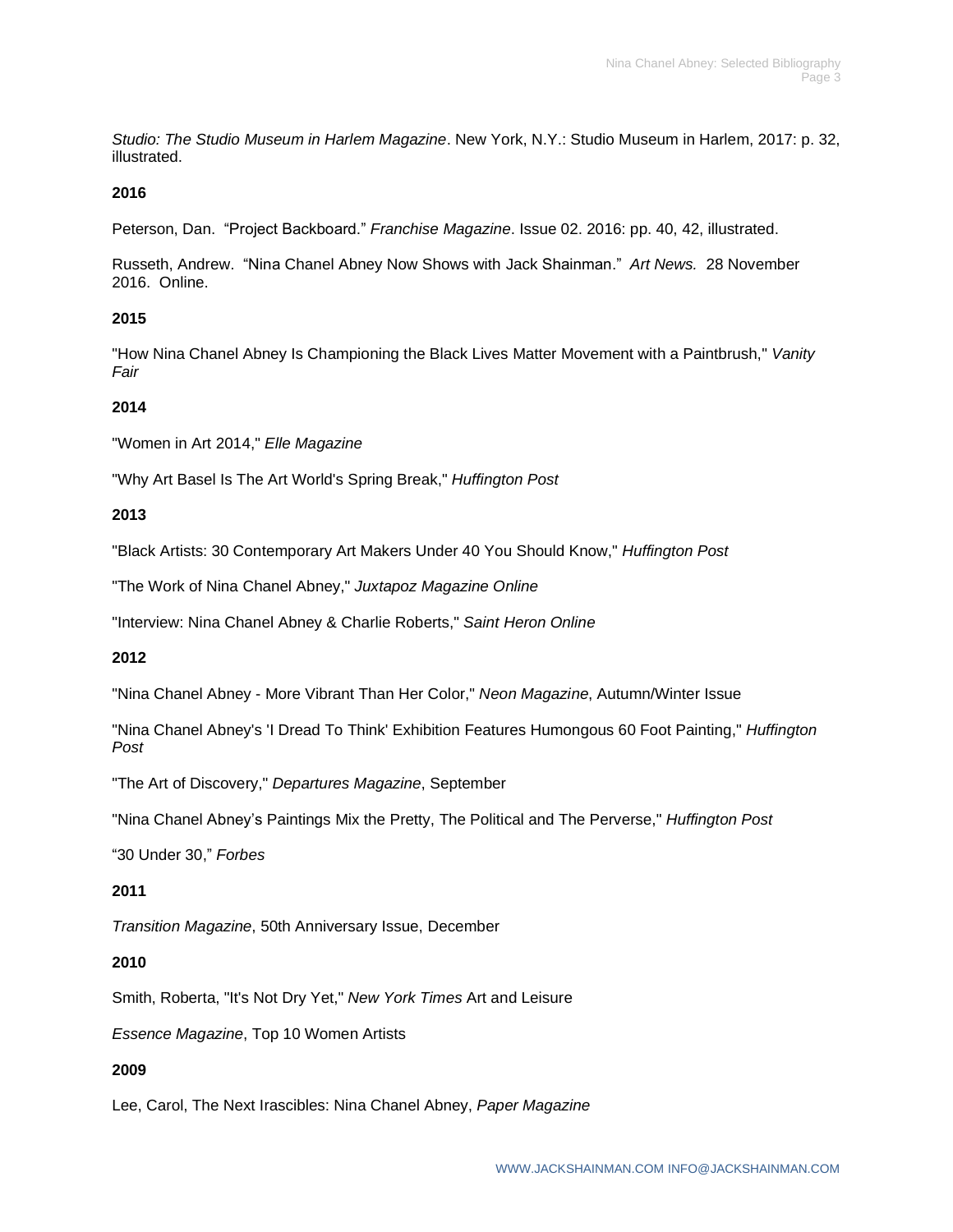*Studio: The Studio Museum in Harlem Magazine*. New York, N.Y.: Studio Museum in Harlem, 2017: p. 32, illustrated.

**2016**

Peterson, Dan. "Project Backboard." *Franchise Magazine*. Issue 02. 2016: pp. 40, 42, illustrated.

Russeth, Andrew. "Nina Chanel Abney Now Shows with Jack Shainman." *Art News.* 28 November 2016. Online.

**2015**

"How Nina Chanel Abney Is Championing the Black Lives Matter Movement with a Paintbrush," *Vanity Fair*

**2014**

"Women in Art 2014," *Elle Magazine*

"Why Art Basel Is The Art World's Spring Break," *Huffington Post*

**2013**

"Black Artists: 30 Contemporary Art Makers Under 40 You Should Know," *Huffington Post*

"The Work of Nina Chanel Abney," *Juxtapoz Magazine Online*

"Interview: Nina Chanel Abney & Charlie Roberts," *Saint Heron Online*

**2012**

"Nina Chanel Abney - More Vibrant Than Her Color," *Neon Magazine*, Autumn/Winter Issue

"Nina Chanel Abney's 'I Dread To Think' Exhibition Features Humongous 60 Foot Painting," *Huffington Post*

"The Art of Discovery," *Departures Magazine*, September

"Nina Chanel Abney's Paintings Mix the Pretty, The Political and The Perverse," *Huffington Post*

"30 Under 30," *Forbes*

**2011**

*Transition Magazine*, 50th Anniversary Issue, December

**2010**

Smith, Roberta, "It's Not Dry Yet," *New York Times* Art and Leisure

*Essence Magazine*, Top 10 Women Artists

**2009**

Lee, Carol, The Next Irascibles: Nina Chanel Abney, *Paper Magazine*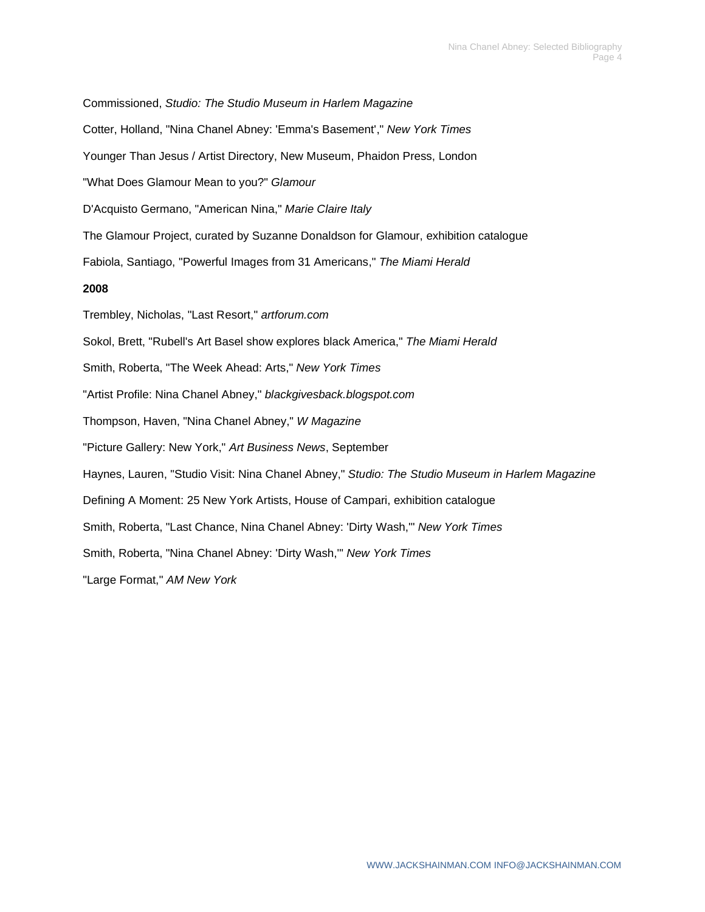Commissioned, *Studio: The Studio Museum in Harlem Magazine*

Cotter, Holland, "Nina Chanel Abney: 'Emma's Basement'," *New York Times*

Younger Than Jesus / Artist Directory, New Museum, Phaidon Press, London

"What Does Glamour Mean to you?" *Glamour*

D'Acquisto Germano, "American Nina," *Marie Claire Italy*

The Glamour Project, curated by Suzanne Donaldson for Glamour, exhibition catalogue

Fabiola, Santiago, "Powerful Images from 31 Americans," *The Miami Herald*

**2008**

Trembley, Nicholas, "Last Resort," *artforum.com*

Sokol, Brett, "Rubell's Art Basel show explores black America," *The Miami Herald*

Smith, Roberta, "The Week Ahead: Arts," *New York Times*

"Artist Profile: Nina Chanel Abney," *blackgivesback.blogspot.com*

Thompson, Haven, "Nina Chanel Abney," *W Magazine*

"Picture Gallery: New York," *Art Business News*, September

Haynes, Lauren, "Studio Visit: Nina Chanel Abney," *Studio: The Studio Museum in Harlem Magazine*

Defining A Moment: 25 New York Artists, House of Campari, exhibition catalogue

Smith, Roberta, "Last Chance, Nina Chanel Abney: 'Dirty Wash,'" *New York Times*

Smith, Roberta, "Nina Chanel Abney: 'Dirty Wash,'" *New York Times*

"Large Format," *AM New York*